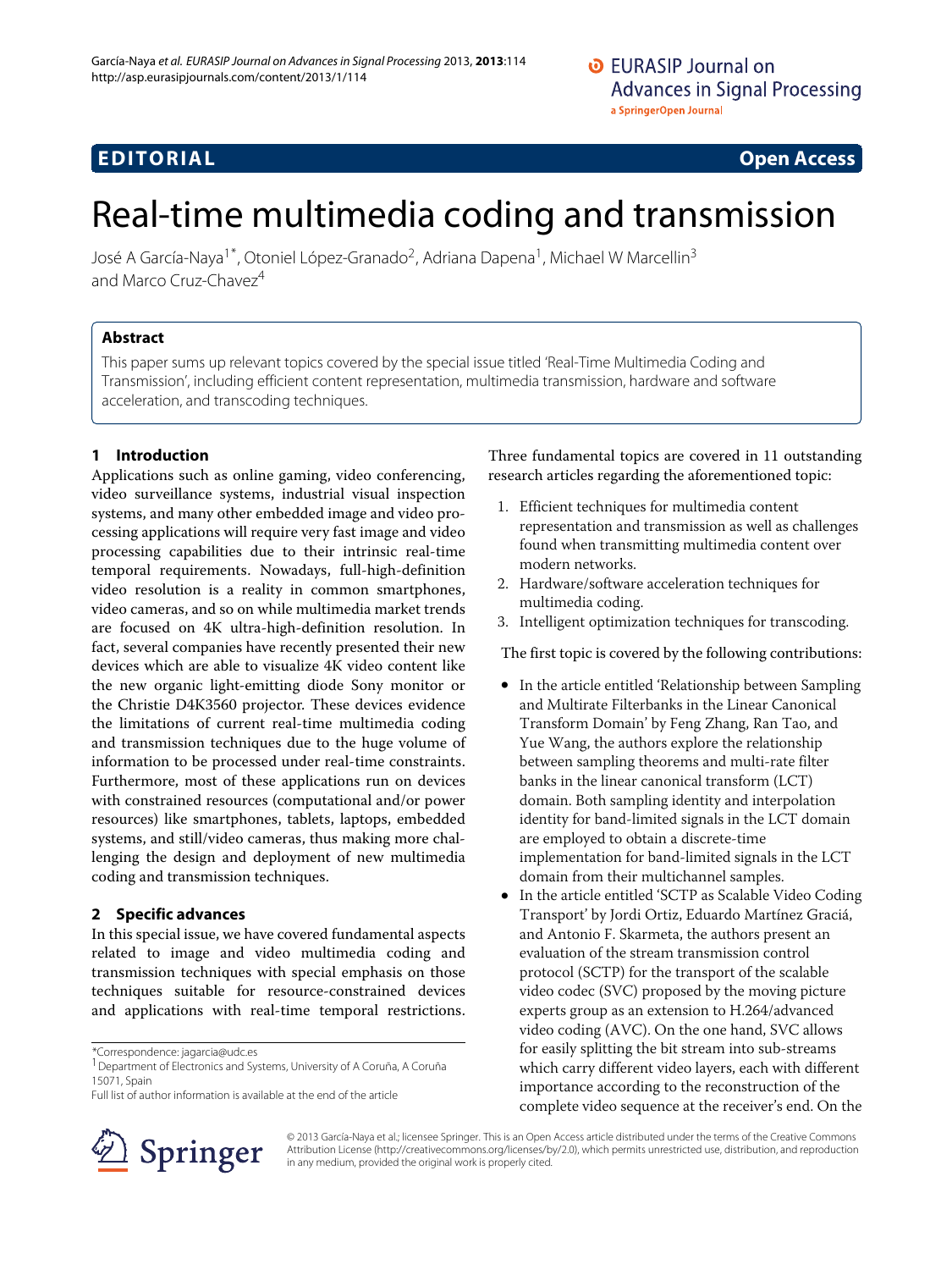EDITORIAL

Open Access

# Real-time multimedia coding and transmission

José A García-Naya[1*], Otoniel López-Granado[2], Adriana Dapena[1], Michael W Marcellin[3] and Marco Cruz-Chavez[4]

## Abstract

This paper sums up relevant topics covered by the special issue titled 'Real-Time Multimedia Coding and Transmission', including efficient content representation, multimedia transmission, hardware and software acceleration, and transcoding techniques.

## 1 Introduction

Applications such as online gaming, video conferencing, video surveillance systems, industrial visual inspection systems, and many other embedded image and video processing applications will require very fast image and video processing capabilities due to their intrinsic real-time temporal requirements. Nowadays, full-high-definition video resolution is a reality in common smartphones, video cameras, and so on while multimedia market trends are focused on 4K ultra-high-definition resolution. In fact, several companies have recently presented their new devices which are able to visualize 4K video content like the new organic light-emitting diode Sony monitor or the Christie D4K3560 projector. These devices evidence the limitations of current real-time multimedia coding and transmission techniques due to the huge volume of information to be processed under real-time constraints. Furthermore, most of these applications run on devices with constrained resources (computational and/or power resources) like smartphones, tablets, laptops, embedded systems, and still/video cameras, thus making more challenging the design and deployment of new multimedia coding and transmission techniques.

## 2 Specific advances

In this special issue, we have covered fundamental aspects related to image and video multimedia coding and transmission techniques with special emphasis on those techniques suitable for resource-constrained devices and applications with real-time temporal restrictions.

Three fundamental topics are covered in 11 outstanding research articles regarding the aforementioned topic:

1. Efficient techniques for multimedia content representation and transmission as well as challenges found when transmitting multimedia content over modern networks.
2. Hardware/software acceleration techniques for multimedia coding.
3. Intelligent optimization techniques for transcoding.

The first topic is covered by the following contributions:

- In the article entitled 'Relationship between Sampling and Multirate Filterbanks in the Linear Canonical Transform Domain' by Feng Zhang, Ran Tao, and Yue Wang, the authors explore the relationship between sampling theorems and multi-rate filter banks in the linear canonical transform (LCT) domain. Both sampling identity and interpolation identity for band-limited signals in the LCT domain are employed to obtain a discrete-time implementation for band-limited signals in the LCT domain from their multichannel samples.
- In the article entitled 'SCTP as Scalable Video Coding Transport' by Jordi Ortiz, Eduardo Martínez Graciá, and Antonio F. Skarmeta, the authors present an evaluation of the stream transmission control protocol (SCTP) for the transport of the scalable video codec (SVC) proposed by the moving picture experts group as an extension to H.264/advanced video coding (AVC). On the one hand, SVC allows for easily splitting the bit stream into sub-streams which carry different video layers, each with different importance according to the reconstruction of the complete video sequence at the receiver's end. On the

*Correspondence: jagarcia@udc.es
[1]Department of Electronics and Systems, University of A Coruña, A Coruña 15071, Spain
Full list of author information is available at the end of the article

© 2013 García-Naya et al.; licensee Springer. This is an Open Access article distributed under the terms of the Creative Commons Attribution License (http://creativecommons.org/licenses/by/2.0), which permits unrestricted use, distribution, and reproduction in any medium, provided the original work is properly cited.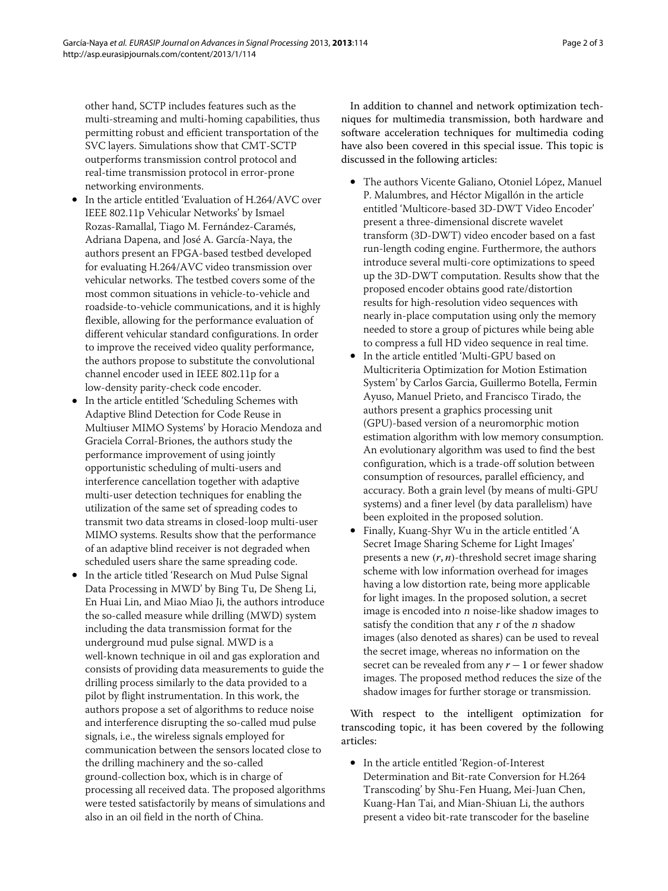other hand, SCTP includes features such as the multi-streaming and multi-homing capabilities, thus permitting robust and efficient transportation of the SVC layers. Simulations show that CMT-SCTP outperforms transmission control protocol and real-time transmission protocol in error-prone networking environments.

- In the article entitled 'Evaluation of H.264/AVC over IEEE 802.11p Vehicular Networks' by Ismael Rozas-Ramallal, Tiago M. Fernández-Caramés, Adriana Dapena, and José A. García-Naya, the authors present an FPGA-based testbed developed for evaluating H.264/AVC video transmission over vehicular networks. The testbed covers some of the most common situations in vehicle-to-vehicle and roadside-to-vehicle communications, and it is highly flexible, allowing for the performance evaluation of different vehicular standard configurations. In order to improve the received video quality performance, the authors propose to substitute the convolutional channel encoder used in IEEE 802.11p for a low-density parity-check code encoder.
- In the article entitled 'Scheduling Schemes with Adaptive Blind Detection for Code Reuse in Multiuser MIMO Systems' by Horacio Mendoza and Graciela Corral-Briones, the authors study the performance improvement of using jointly opportunistic scheduling of multi-users and interference cancellation together with adaptive multi-user detection techniques for enabling the utilization of the same set of spreading codes to transmit two data streams in closed-loop multi-user MIMO systems. Results show that the performance of an adaptive blind receiver is not degraded when scheduled users share the same spreading code.
- In the article titled 'Research on Mud Pulse Signal Data Processing in MWD' by Bing Tu, De Sheng Li, En Huai Lin, and Miao Miao Ji, the authors introduce the so-called measure while drilling (MWD) system including the data transmission format for the underground mud pulse signal. MWD is a well-known technique in oil and gas exploration and consists of providing data measurements to guide the drilling process similarly to the data provided to a pilot by flight instrumentation. In this work, the authors propose a set of algorithms to reduce noise and interference disrupting the so-called mud pulse signals, i.e., the wireless signals employed for communication between the sensors located close to the drilling machinery and the so-called ground-collection box, which is in charge of processing all received data. The proposed algorithms were tested satisfactorily by means of simulations and also in an oil field in the north of China.

In addition to channel and network optimization techniques for multimedia transmission, both hardware and software acceleration techniques for multimedia coding have also been covered in this special issue. This topic is discussed in the following articles:

- The authors Vicente Galiano, Otoniel López, Manuel P. Malumbres, and Héctor Migallón in the article entitled 'Multicore-based 3D-DWT Video Encoder' present a three-dimensional discrete wavelet transform (3D-DWT) video encoder based on a fast run-length coding engine. Furthermore, the authors introduce several multi-core optimizations to speed up the 3D-DWT computation. Results show that the proposed encoder obtains good rate/distortion results for high-resolution video sequences with nearly in-place computation using only the memory needed to store a group of pictures while being able to compress a full HD video sequence in real time.
- In the article entitled 'Multi-GPU based on Multicriteria Optimization for Motion Estimation System' by Carlos Garcia, Guillermo Botella, Fermin Ayuso, Manuel Prieto, and Francisco Tirado, the authors present a graphics processing unit (GPU)-based version of a neuromorphic motion estimation algorithm with low memory consumption. An evolutionary algorithm was used to find the best configuration, which is a trade-off solution between consumption of resources, parallel efficiency, and accuracy. Both a grain level (by means of multi-GPU systems) and a finer level (by data parallelism) have been exploited in the proposed solution.
- Finally, Kuang-Shyr Wu in the article entitled 'A Secret Image Sharing Scheme for Light Images' presents a new $(r, n)$-threshold secret image sharing scheme with low information overhead for images having a low distortion rate, being more applicable for light images. In the proposed solution, a secret image is encoded into $n$ noise-like shadow images to satisfy the condition that any $r$ of the $n$ shadow images (also denoted as shares) can be used to reveal the secret image, whereas no information on the secret can be revealed from any $r - 1$ or fewer shadow images. The proposed method reduces the size of the shadow images for further storage or transmission.

With respect to the intelligent optimization for transcoding topic, it has been covered by the following articles:

- In the article entitled 'Region-of-Interest Determination and Bit-rate Conversion for H.264 Transcoding' by Shu-Fen Huang, Mei-Juan Chen, Kuang-Han Tai, and Mian-Shiuan Li, the authors present a video bit-rate transcoder for the baseline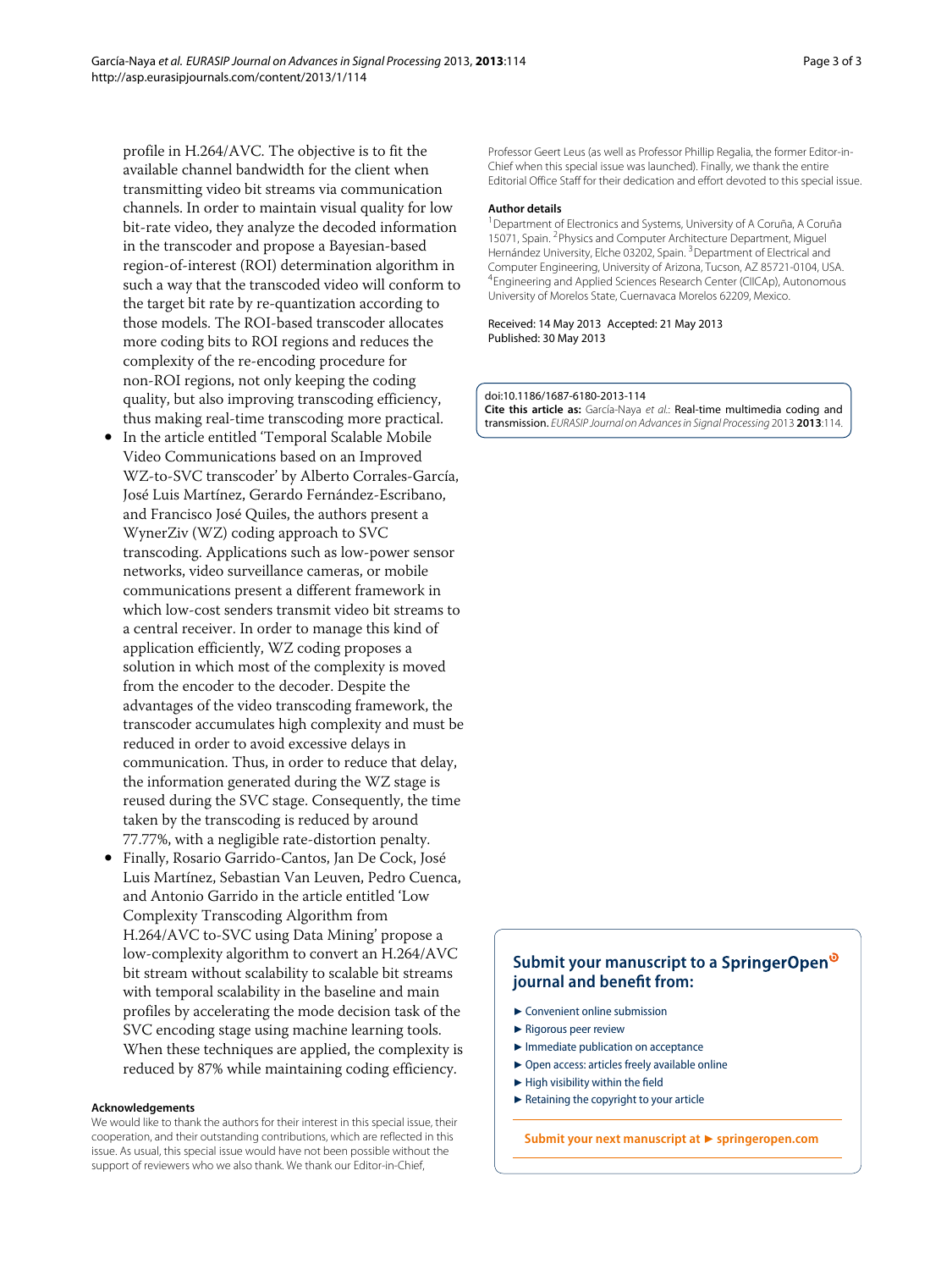profile in H.264/AVC. The objective is to fit the available channel bandwidth for the client when transmitting video bit streams via communication channels. In order to maintain visual quality for low bit-rate video, they analyze the decoded information in the transcoder and propose a Bayesian-based region-of-interest (ROI) determination algorithm in such a way that the transcoded video will conform to the target bit rate by re-quantization according to those models. The ROI-based transcoder allocates more coding bits to ROI regions and reduces the complexity of the re-encoding procedure for non-ROI regions, not only keeping the coding quality, but also improving transcoding efficiency, thus making real-time transcoding more practical.

- In the article entitled 'Temporal Scalable Mobile Video Communications based on an Improved WZ-to-SVC transcoder' by Alberto Corrales-García, José Luis Martínez, Gerardo Fernández-Escribano, and Francisco José Quiles, the authors present a WynerZiv (WZ) coding approach to SVC transcoding. Applications such as low-power sensor networks, video surveillance cameras, or mobile communications present a different framework in which low-cost senders transmit video bit streams to a central receiver. In order to manage this kind of application efficiently, WZ coding proposes a solution in which most of the complexity is moved from the encoder to the decoder. Despite the advantages of the video transcoding framework, the transcoder accumulates high complexity and must be reduced in order to avoid excessive delays in communication. Thus, in order to reduce that delay, the information generated during the WZ stage is reused during the SVC stage. Consequently, the time taken by the transcoding is reduced by around 77.77%, with a negligible rate-distortion penalty.
- Finally, Rosario Garrido-Cantos, Jan De Cock, José Luis Martínez, Sebastian Van Leuven, Pedro Cuenca, and Antonio Garrido in the article entitled 'Low Complexity Transcoding Algorithm from H.264/AVC to-SVC using Data Mining' propose a low-complexity algorithm to convert an H.264/AVC bit stream without scalability to scalable bit streams with temporal scalability in the baseline and main profiles by accelerating the mode decision task of the SVC encoding stage using machine learning tools. When these techniques are applied, the complexity is reduced by 87% while maintaining coding efficiency.

#### Acknowledgements

We would like to thank the authors for their interest in this special issue, their cooperation, and their outstanding contributions, which are reflected in this issue. As usual, this special issue would have not been possible without the support of reviewers who we also thank. We thank our Editor-in-Chief, Professor Geert Leus (as well as Professor Phillip Regalia, the former Editor-in-Chief when this special issue was launched). Finally, we thank the entire Editorial Office Staff for their dedication and effort devoted to this special issue.

#### Author details

[1]Department of Electronics and Systems, University of A Coruña, A Coruña 15071, Spain. [2]Physics and Computer Architecture Department, Miguel Hernández University, Elche 03202, Spain. [3]Department of Electrical and Computer Engineering, University of Arizona, Tucson, AZ 85721-0104, USA. [4]Engineering and Applied Sciences Research Center (CIICAp), Autonomous University of Morelos State, Cuernavaca Morelos 62209, Mexico.

Received: 14 May 2013 Accepted: 21 May 2013
Published: 30 May 2013

doi:10.1186/1687-6180-2013-114
**Cite this article as:** García-Naya *et al.*: Real-time multimedia coding and transmission. *EURASIP Journal on Advances in Signal Processing* 2013 **2013**:114.

**Submit your manuscript to a SpringerOpen journal and benefit from:**

- ► Convenient online submission
- ► Rigorous peer review
- ► Immediate publication on acceptance
- ► Open access: articles freely available online
- ► High visibility within the field
- ► Retaining the copyright to your article

**Submit your next manuscript at ► springeropen.com**